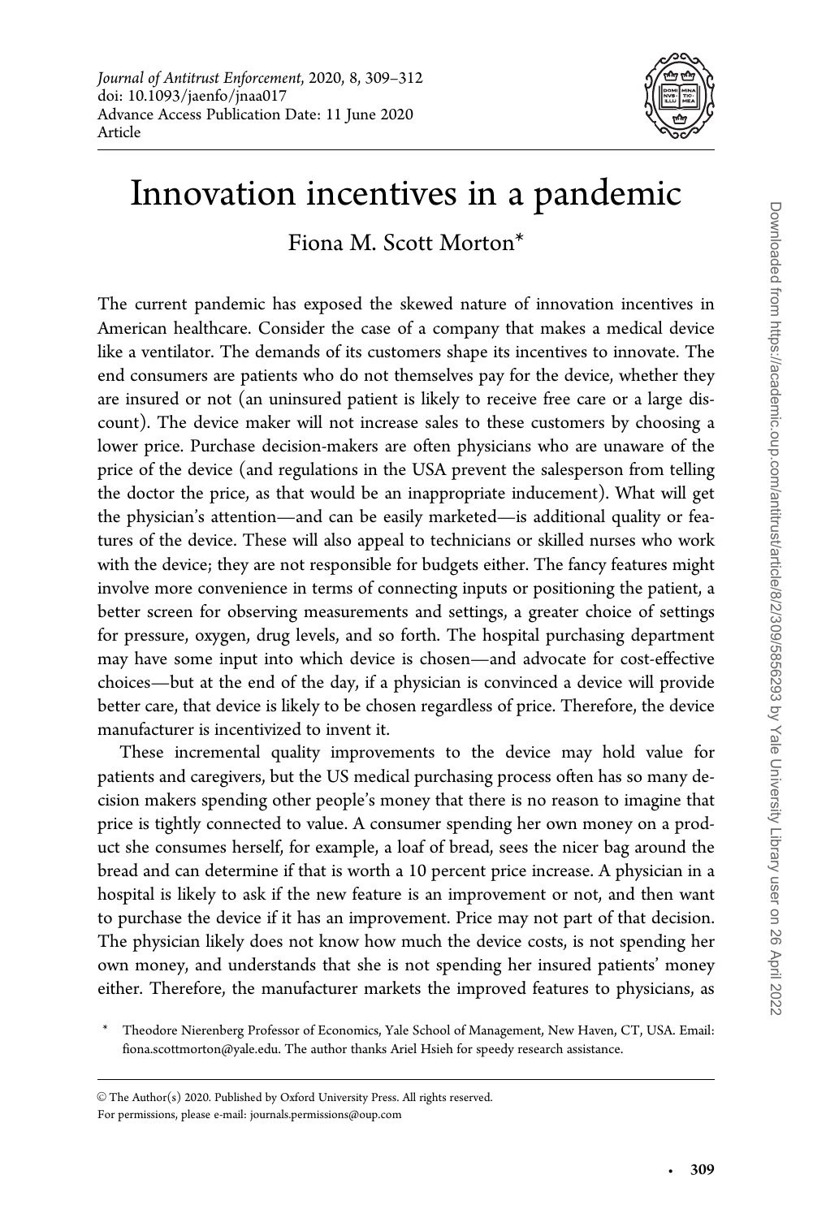# Innovation incentives in a pandemic

Fiona M. Scott Morton*

The current pandemic has exposed the skewed nature of innovation incentives in American healthcare. Consider the case of a company that makes a medical device like a ventilator. The demands of its customers shape its incentives to innovate. The end consumers are patients who do not themselves pay for the device, whether they are insured or not (an uninsured patient is likely to receive free care or a large discount). The device maker will not increase sales to these customers by choosing a lower price. Purchase decision-makers are often physicians who are unaware of the price of the device (and regulations in the USA prevent the salesperson from telling the doctor the price, as that would be an inappropriate inducement). What will get the physician's attention—and can be easily marketed—is additional quality or features of the device. These will also appeal to technicians or skilled nurses who work with the device; they are not responsible for budgets either. The fancy features might involve more convenience in terms of connecting inputs or positioning the patient, a better screen for observing measurements and settings, a greater choice of settings for pressure, oxygen, drug levels, and so forth. The hospital purchasing department may have some input into which device is chosen—and advocate for cost-effective choices—but at the end of the day, if a physician is convinced a device will provide better care, that device is likely to be chosen regardless of price. Therefore, the device manufacturer is incentivized to invent it.

These incremental quality improvements to the device may hold value for patients and caregivers, but the US medical purchasing process often has so many decision makers spending other people's money that there is no reason to imagine that price is tightly connected to value. A consumer spending her own money on a product she consumes herself, for example, a loaf of bread, sees the nicer bag around the bread and can determine if that is worth a 10 percent price increase. A physician in a hospital is likely to ask if the new feature is an improvement or not, and then want to purchase the device if it has an improvement. Price may not part of that decision. The physician likely does not know how much the device costs, is not spending her own money, and understands that she is not spending her insured patients' money either. Therefore, the manufacturer markets the improved features to physicians, as

\* Theodore Nierenberg Professor of Economics, Yale School of Management, New Haven, CT, USA. Email: fiona.scottmorton@yale.edu. The author thanks Ariel Hsieh for speedy research assistance.

© The Author(s) 2020. Published by Oxford University Press. All rights reserved.
For permissions, please e-mail: journals.permissions@oup.com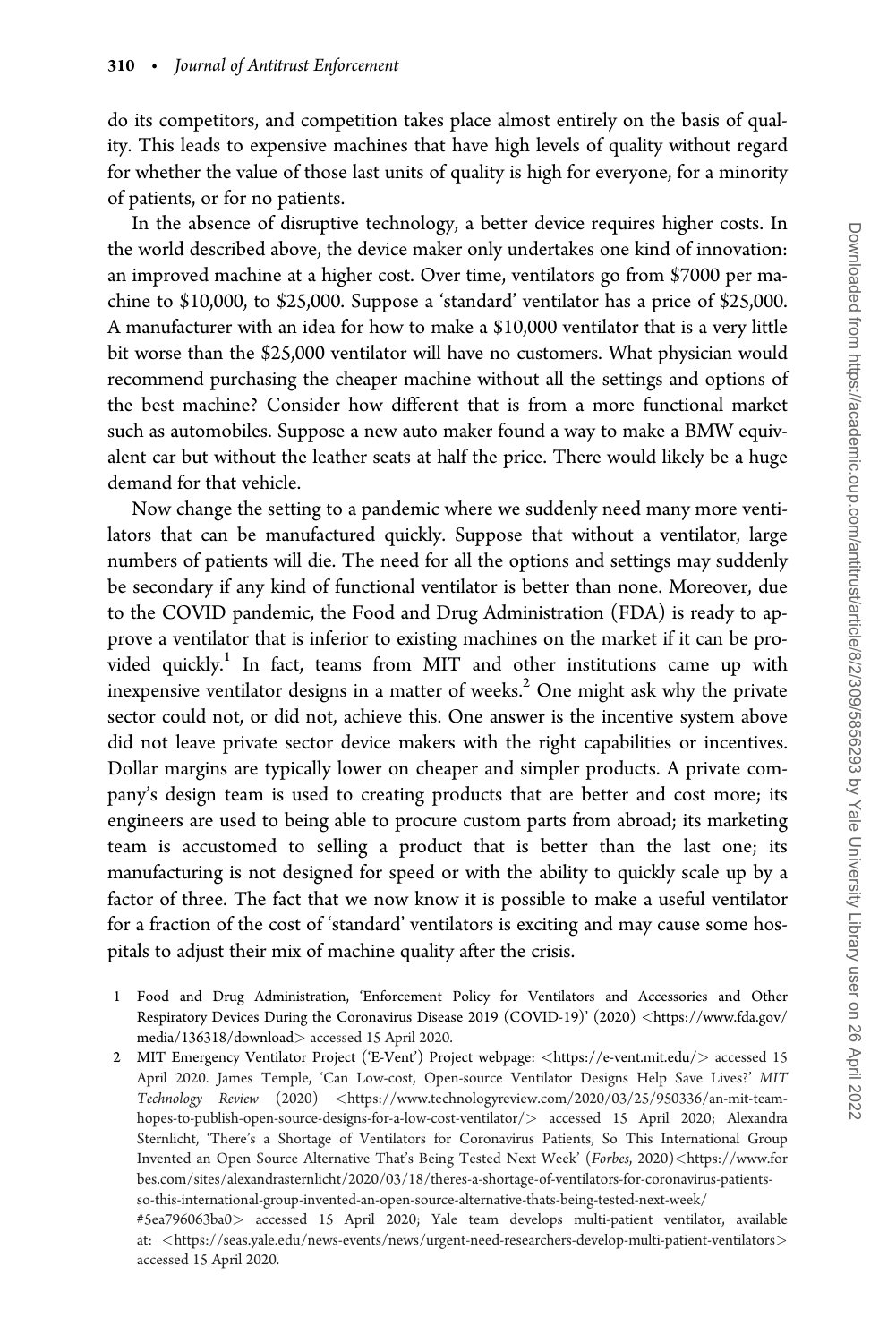do its competitors, and competition takes place almost entirely on the basis of quality. This leads to expensive machines that have high levels of quality without regard for whether the value of those last units of quality is high for everyone, for a minority of patients, or for no patients.

In the absence of disruptive technology, a better device requires higher costs. In the world described above, the device maker only undertakes one kind of innovation: an improved machine at a higher cost. Over time, ventilators go from $7000 per machine to $10,000, to $25,000. Suppose a 'standard' ventilator has a price of $25,000. A manufacturer with an idea for how to make a $10,000 ventilator that is a very little bit worse than the $25,000 ventilator will have no customers. What physician would recommend purchasing the cheaper machine without all the settings and options of the best machine? Consider how different that is from a more functional market such as automobiles. Suppose a new auto maker found a way to make a BMW equivalent car but without the leather seats at half the price. There would likely be a huge demand for that vehicle.

Now change the setting to a pandemic where we suddenly need many more ventilators that can be manufactured quickly. Suppose that without a ventilator, large numbers of patients will die. The need for all the options and settings may suddenly be secondary if any kind of functional ventilator is better than none. Moreover, due to the COVID pandemic, the Food and Drug Administration (FDA) is ready to approve a ventilator that is inferior to existing machines on the market if it can be provided quickly.[1] In fact, teams from MIT and other institutions came up with inexpensive ventilator designs in a matter of weeks.[2] One might ask why the private sector could not, or did not, achieve this. One answer is the incentive system above did not leave private sector device makers with the right capabilities or incentives. Dollar margins are typically lower on cheaper and simpler products. A private company's design team is used to creating products that are better and cost more; its engineers are used to being able to procure custom parts from abroad; its marketing team is accustomed to selling a product that is better than the last one; its manufacturing is not designed for speed or with the ability to quickly scale up by a factor of three. The fact that we now know it is possible to make a useful ventilator for a fraction of the cost of 'standard' ventilators is exciting and may cause some hospitals to adjust their mix of machine quality after the crisis.

1 Food and Drug Administration, 'Enforcement Policy for Ventilators and Accessories and Other Respiratory Devices During the Coronavirus Disease 2019 (COVID-19)' (2020) <https://www.fda.gov/media/136318/download> accessed 15 April 2020.

2 MIT Emergency Ventilator Project ('E-Vent') Project webpage: <https://e-vent.mit.edu/> accessed 15 April 2020. James Temple, 'Can Low-cost, Open-source Ventilator Designs Help Save Lives?' *MIT Technology Review* (2020) <https://www.technologyreview.com/2020/03/25/950336/an-mit-team-hopes-to-publish-open-source-designs-for-a-low-cost-ventilator/> accessed 15 April 2020; Alexandra Sternlicht, 'There's a Shortage of Ventilators for Coronavirus Patients, So This International Group Invented an Open Source Alternative That's Being Tested Next Week' (*Forbes*, 2020)<https://www.forbes.com/sites/alexandrasternlicht/2020/03/18/theres-a-shortage-of-ventilators-for-coronavirus-patients-so-this-international-group-invented-an-open-source-alternative-thats-being-tested-next-week/#5ea796063ba0> accessed 15 April 2020; Yale team develops multi-patient ventilator, available at: <https://seas.yale.edu/news-events/news/urgent-need-researchers-develop-multi-patient-ventilators> accessed 15 April 2020.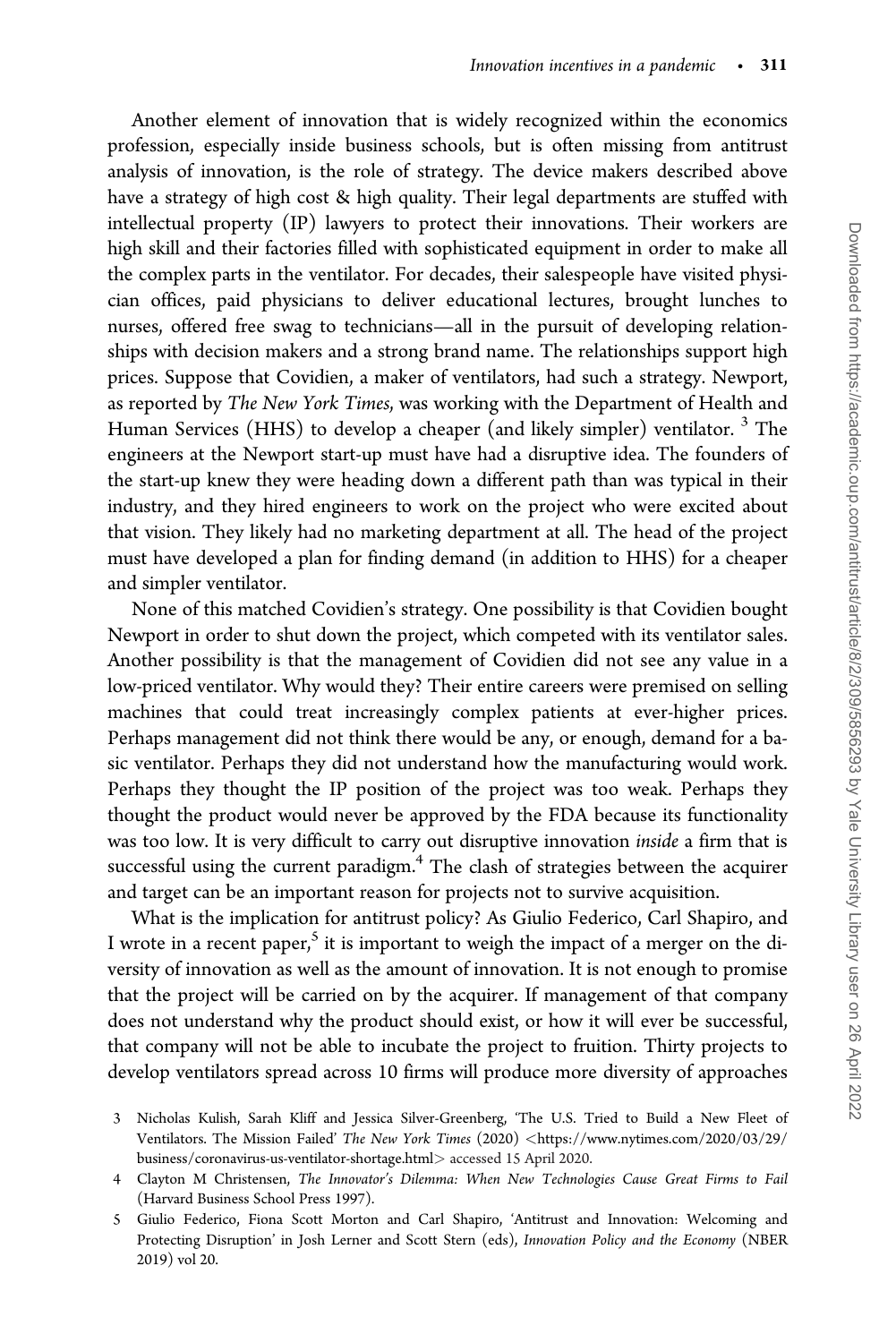Another element of innovation that is widely recognized within the economics profession, especially inside business schools, but is often missing from antitrust analysis of innovation, is the role of strategy. The device makers described above have a strategy of high cost & high quality. Their legal departments are stuffed with intellectual property (IP) lawyers to protect their innovations. Their workers are high skill and their factories filled with sophisticated equipment in order to make all the complex parts in the ventilator. For decades, their salespeople have visited physician offices, paid physicians to deliver educational lectures, brought lunches to nurses, offered free swag to technicians—all in the pursuit of developing relationships with decision makers and a strong brand name. The relationships support high prices. Suppose that Covidien, a maker of ventilators, had such a strategy. Newport, as reported by *The New York Times*, was working with the Department of Health and Human Services (HHS) to develop a cheaper (and likely simpler) ventilator. [3] The engineers at the Newport start-up must have had a disruptive idea. The founders of the start-up knew they were heading down a different path than was typical in their industry, and they hired engineers to work on the project who were excited about that vision. They likely had no marketing department at all. The head of the project must have developed a plan for finding demand (in addition to HHS) for a cheaper and simpler ventilator.

None of this matched Covidien's strategy. One possibility is that Covidien bought Newport in order to shut down the project, which competed with its ventilator sales. Another possibility is that the management of Covidien did not see any value in a low-priced ventilator. Why would they? Their entire careers were premised on selling machines that could treat increasingly complex patients at ever-higher prices. Perhaps management did not think there would be any, or enough, demand for a basic ventilator. Perhaps they did not understand how the manufacturing would work. Perhaps they thought the IP position of the project was too weak. Perhaps they thought the product would never be approved by the FDA because its functionality was too low. It is very difficult to carry out disruptive innovation *inside* a firm that is successful using the current paradigm.[4] The clash of strategies between the acquirer and target can be an important reason for projects not to survive acquisition.

What is the implication for antitrust policy? As Giulio Federico, Carl Shapiro, and I wrote in a recent paper,[5] it is important to weigh the impact of a merger on the diversity of innovation as well as the amount of innovation. It is not enough to promise that the project will be carried on by the acquirer. If management of that company does not understand why the product should exist, or how it will ever be successful, that company will not be able to incubate the project to fruition. Thirty projects to develop ventilators spread across 10 firms will produce more diversity of approaches

3 Nicholas Kulish, Sarah Kliff and Jessica Silver-Greenberg, 'The U.S. Tried to Build a New Fleet of Ventilators. The Mission Failed' *The New York Times* (2020) <https://www.nytimes.com/2020/03/29/business/coronavirus-us-ventilator-shortage.html> accessed 15 April 2020.

4 Clayton M Christensen, *The Innovator's Dilemma: When New Technologies Cause Great Firms to Fail* (Harvard Business School Press 1997).

5 Giulio Federico, Fiona Scott Morton and Carl Shapiro, 'Antitrust and Innovation: Welcoming and Protecting Disruption' in Josh Lerner and Scott Stern (eds), *Innovation Policy and the Economy* (NBER 2019) vol 20.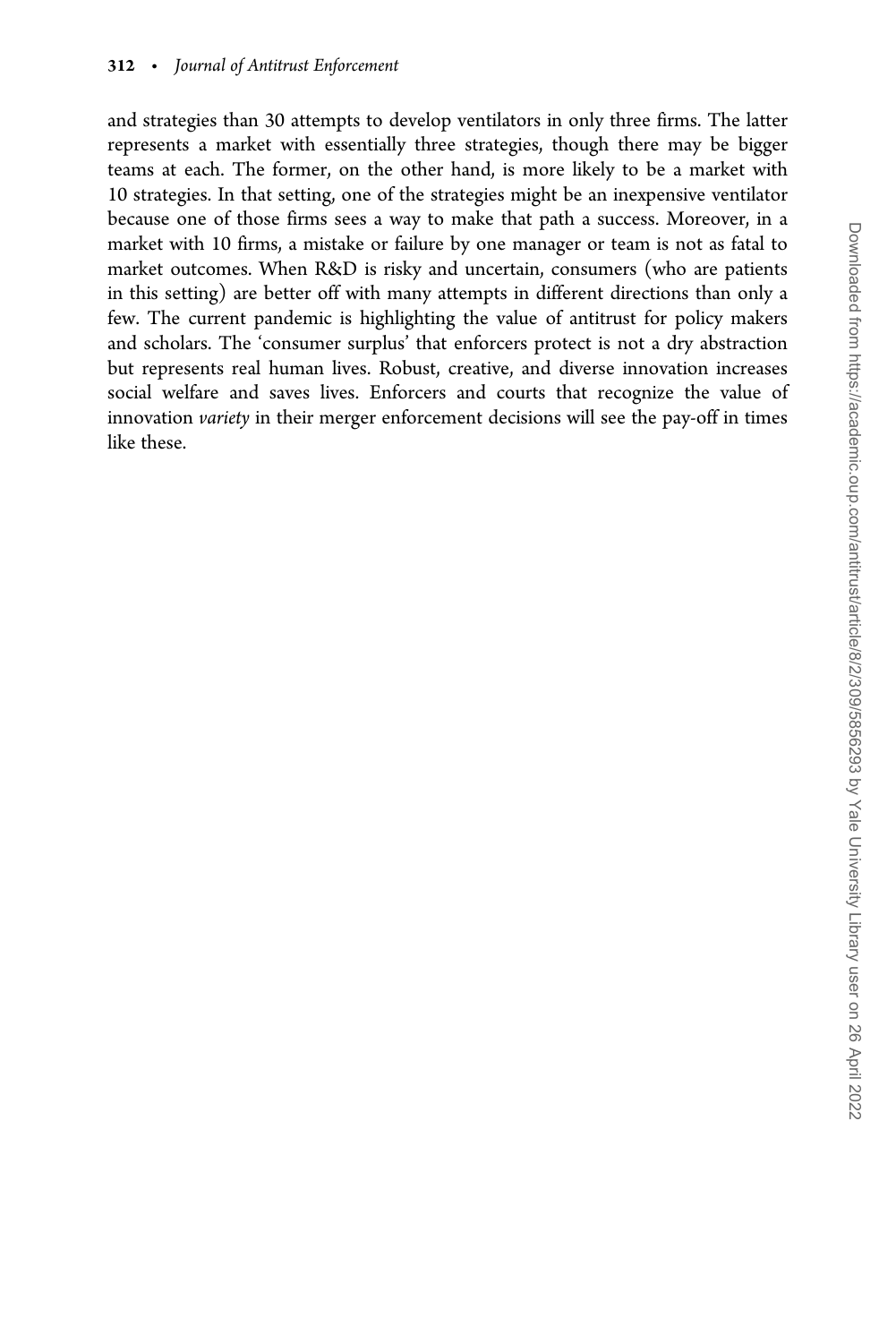and strategies than 30 attempts to develop ventilators in only three firms. The latter represents a market with essentially three strategies, though there may be bigger teams at each. The former, on the other hand, is more likely to be a market with 10 strategies. In that setting, one of the strategies might be an inexpensive ventilator because one of those firms sees a way to make that path a success. Moreover, in a market with 10 firms, a mistake or failure by one manager or team is not as fatal to market outcomes. When R&D is risky and uncertain, consumers (who are patients in this setting) are better off with many attempts in different directions than only a few. The current pandemic is highlighting the value of antitrust for policy makers and scholars. The 'consumer surplus' that enforcers protect is not a dry abstraction but represents real human lives. Robust, creative, and diverse innovation increases social welfare and saves lives. Enforcers and courts that recognize the value of innovation *variety* in their merger enforcement decisions will see the pay-off in times like these.